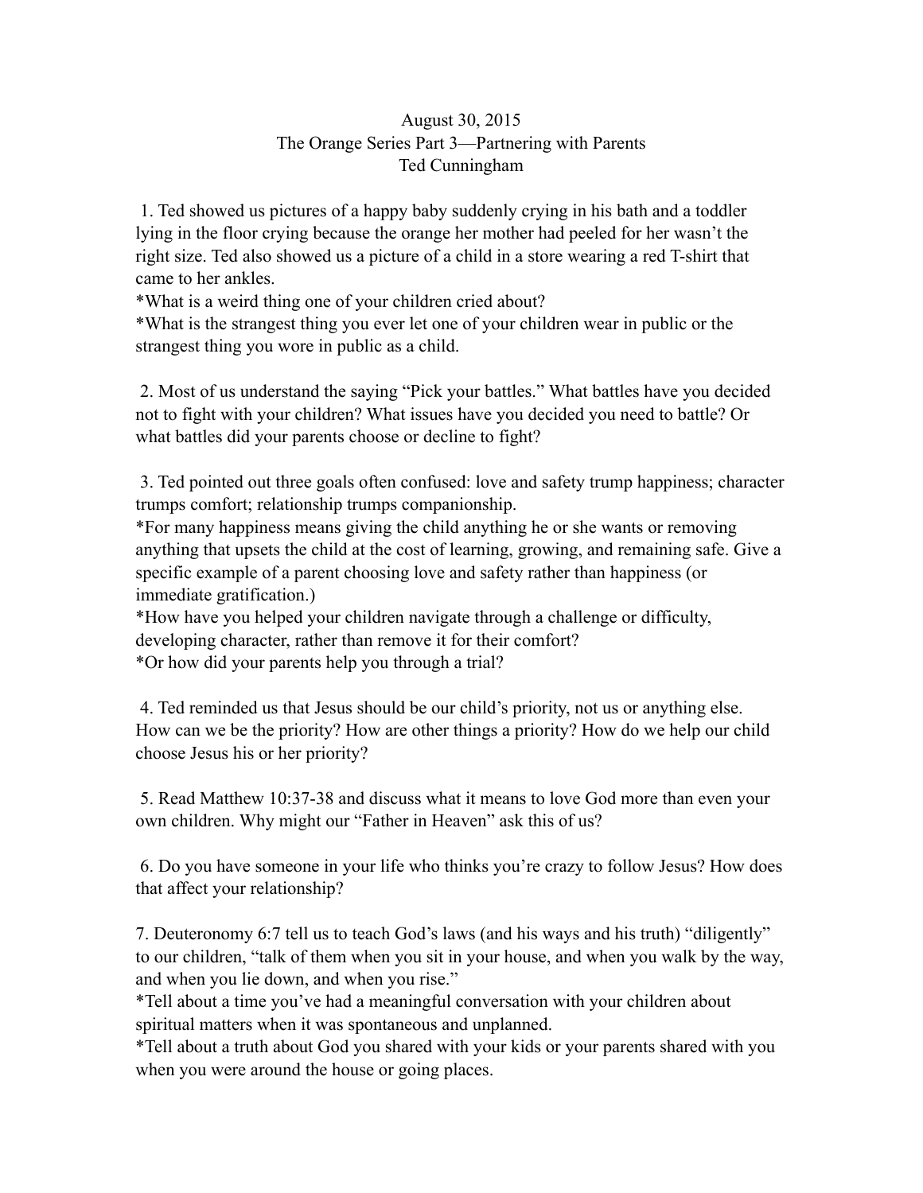August 30, 2015

The Orange Series Part 3—Partnering with Parents

Ted Cunningham

1. Ted showed us pictures of a happy baby suddenly crying in his bath and a toddler lying in the floor crying because the orange her mother had peeled for her wasn't the right size. Ted also showed us a picture of a child in a store wearing a red T-shirt that came to her ankles.

*What is a weird thing one of your children cried about?

*What is the strangest thing you ever let one of your children wear in public or the strangest thing you wore in public as a child.

2. Most of us understand the saying "Pick your battles." What battles have you decided not to fight with your children? What issues have you decided you need to battle? Or what battles did your parents choose or decline to fight?

3. Ted pointed out three goals often confused: love and safety trump happiness; character trumps comfort; relationship trumps companionship.

*For many happiness means giving the child anything he or she wants or removing anything that upsets the child at the cost of learning, growing, and remaining safe. Give a specific example of a parent choosing love and safety rather than happiness (or immediate gratification.)

*How have you helped your children navigate through a challenge or difficulty, developing character, rather than remove it for their comfort?

*Or how did your parents help you through a trial?

4. Ted reminded us that Jesus should be our child's priority, not us or anything else. How can we be the priority? How are other things a priority? How do we help our child choose Jesus his or her priority?

5. Read Matthew 10:37-38 and discuss what it means to love God more than even your own children. Why might our "Father in Heaven" ask this of us?

6. Do you have someone in your life who thinks you're crazy to follow Jesus? How does that affect your relationship?

7. Deuteronomy 6:7 tell us to teach God's laws (and his ways and his truth) "diligently" to our children, "talk of them when you sit in your house, and when you walk by the way, and when you lie down, and when you rise."

*Tell about a time you've had a meaningful conversation with your children about spiritual matters when it was spontaneous and unplanned.

*Tell about a truth about God you shared with your kids or your parents shared with you when you were around the house or going places.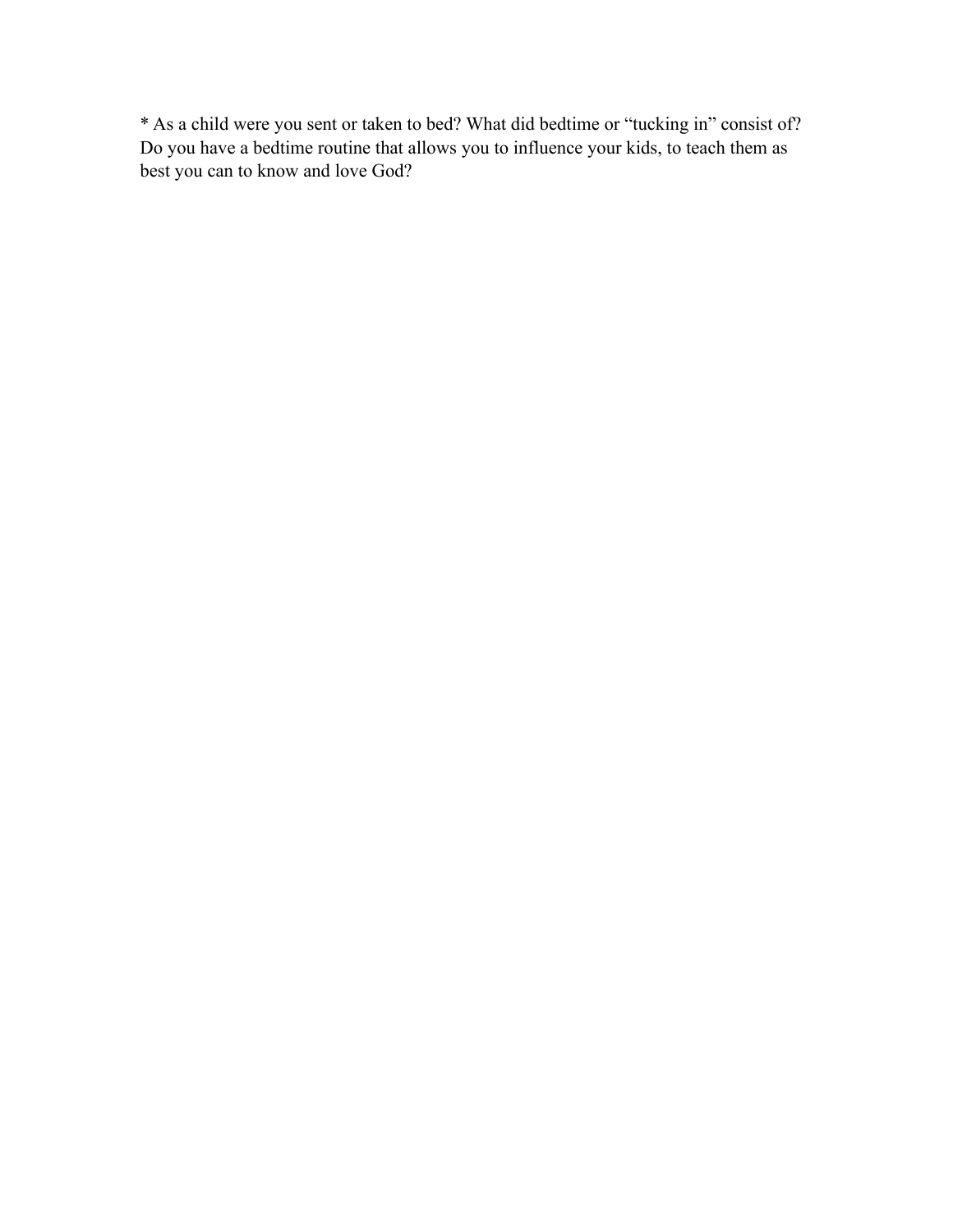* As a child were you sent or taken to bed? What did bedtime or "tucking in" consist of? Do you have a bedtime routine that allows you to influence your kids, to teach them as best you can to know and love God?